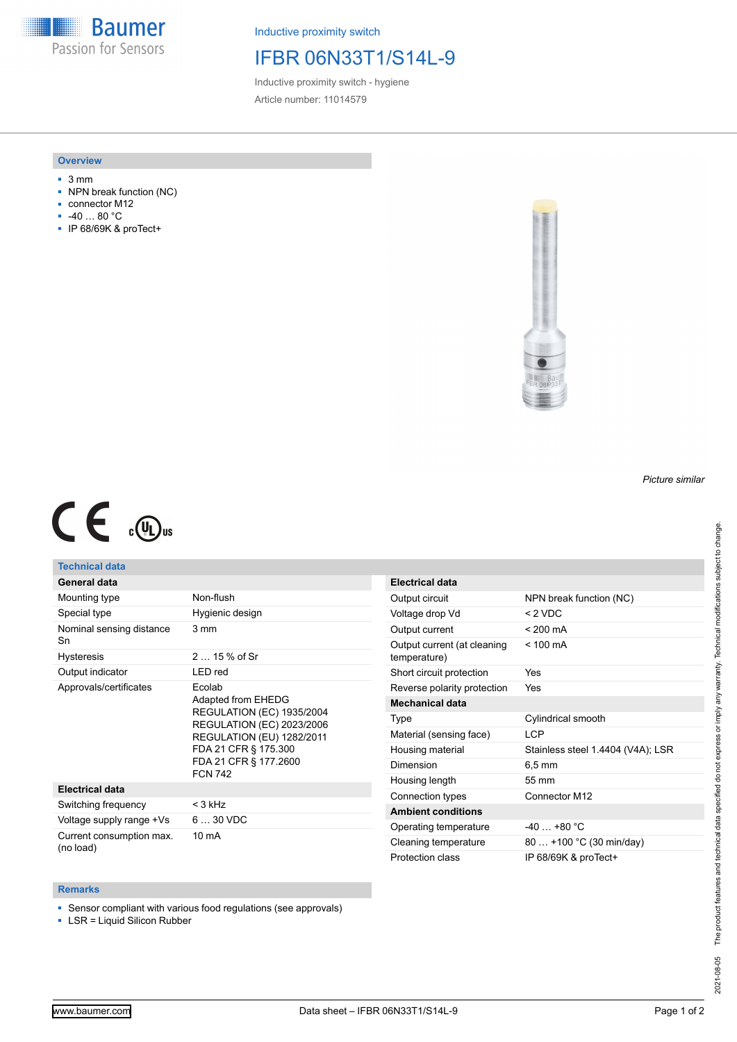Baumer
Passion for Sensors

Inductive proximity switch

# IFBR 06N33T1/S14L-9

Inductive proximity switch - hygiene

Article number: 11014579

## Overview

- 3 mm
- NPN break function (NC)
- connector M12
- -40 … 80 °C
- IP 68/69K & proTect+

*Picture similar*

## Technical data

| General data | |
|---|---|
| Mounting type | Non-flush |
| Special type | Hygienic design |
| Nominal sensing distance Sn | 3 mm |
| Hysteresis | 2 … 15 % of Sr |
| Output indicator | LED red |
| Approvals/certificates | Ecolab<br>Adapted from EHEDG<br>REGULATION (EC) 1935/2004<br>REGULATION (EC) 2023/2006<br>REGULATION (EU) 1282/2011<br>FDA 21 CFR § 175.300<br>FDA 21 CFR § 177.2600<br>FCN 742 |
| **Electrical data** | |
| Switching frequency | < 3 kHz |
| Voltage supply range +Vs | 6 … 30 VDC |
| Current consumption max. (no load) | 10 mA |

| Electrical data | |
|---|---|
| Output circuit | NPN break function (NC) |
| Voltage drop Vd | < 2 VDC |
| Output current | < 200 mA |
| Output current (at cleaning temperature) | < 100 mA |
| Short circuit protection | Yes |
| Reverse polarity protection | Yes |
| **Mechanical data** | |
| Type | Cylindrical smooth |
| Material (sensing face) | LCP |
| Housing material | Stainless steel 1.4404 (V4A); LSR |
| Dimension | 6,5 mm |
| Housing length | 55 mm |
| Connection types | Connector M12 |
| **Ambient conditions** | |
| Operating temperature | -40 … +80 °C |
| Cleaning temperature | 80 … +100 °C (30 min/day) |
| Protection class | IP 68/69K & proTect+ |

## Remarks

- Sensor compliant with various food regulations (see approvals)
- LSR = Liquid Silicon Rubber

2021-08-05 The product features and technical data specified do not express or imply any warranty. Technical modifications subject to change.

www.baumer.com Data sheet – IFBR 06N33T1/S14L-9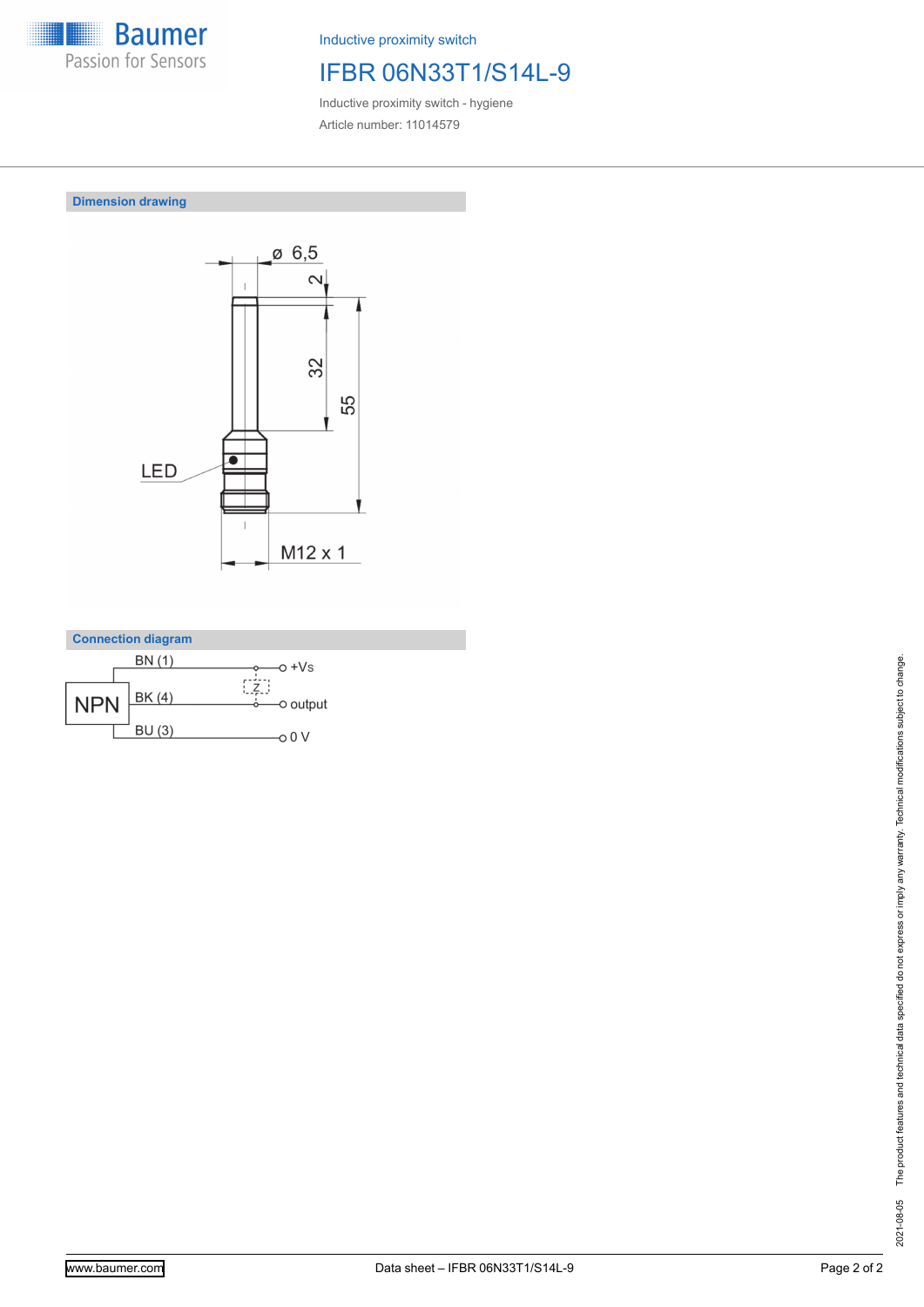Inductive proximity switch

# IFBR 06N33T1/S14L-9

Inductive proximity switch - hygiene

Article number: 11014579

## Dimension drawing

ø 6,5

2

32

55

LED

M12 x 1

## Connection diagram

NPN

BN (1)

+Vs

BK (4)

Z

output

BU (3)

0 V

2021-08-05 The product features and technical data specified do not express or imply any warranty. Technical modifications subject to change.